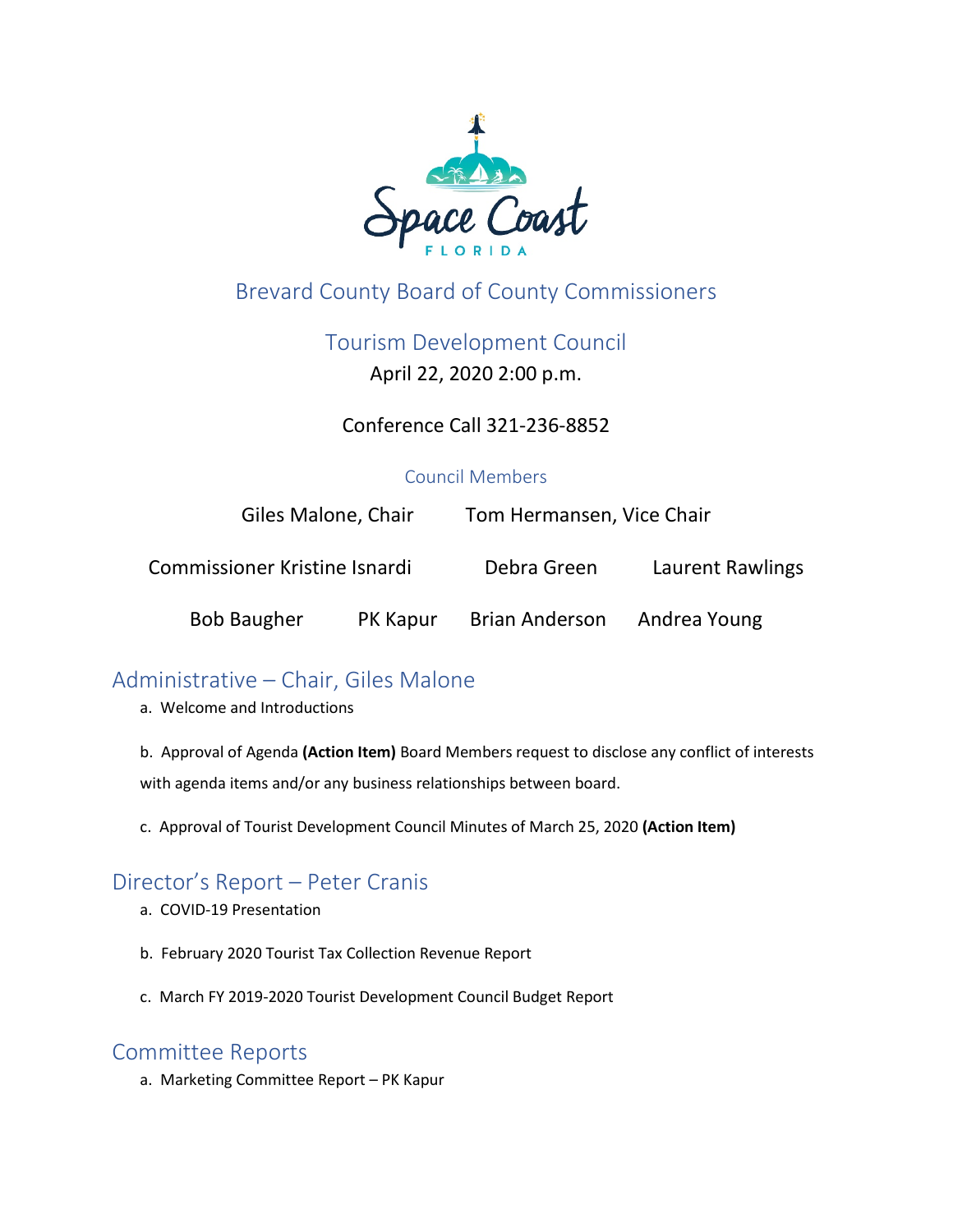# Brevard County Board of County Commissioners

## Tourism Development Council

April 22, 2020 2:00 p.m.

Conference Call 321-236-8852

### Council Members

Giles Malone, Chair    Tom Hermansen, Vice Chair

Commissioner Kristine Isnardi    Debra Green    Laurent Rawlings

Bob Baugher    PK Kapur    Brian Anderson    Andrea Young

## Administrative – Chair, Giles Malone

a. Welcome and Introductions

b. Approval of Agenda **(Action Item)** Board Members request to disclose any conflict of interests with agenda items and/or any business relationships between board.

c. Approval of Tourist Development Council Minutes of March 25, 2020 **(Action Item)**

## Director's Report – Peter Cranis

a. COVID-19 Presentation

b. February 2020 Tourist Tax Collection Revenue Report

c. March FY 2019-2020 Tourist Development Council Budget Report

## Committee Reports

a. Marketing Committee Report – PK Kapur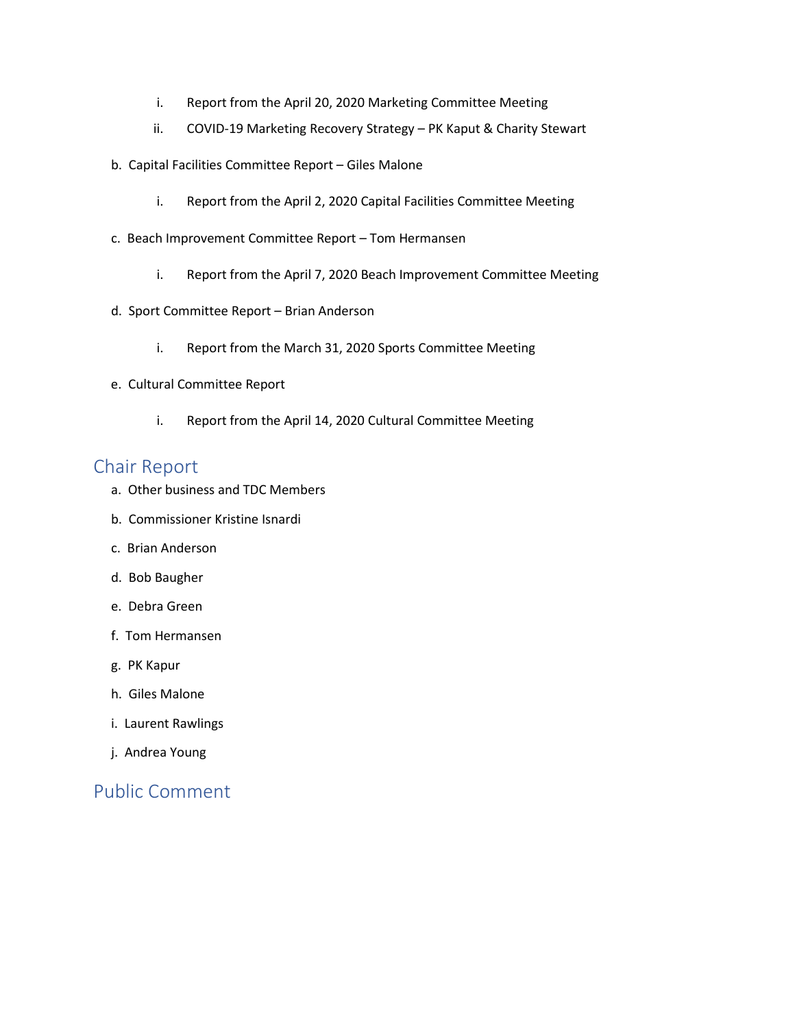i. Report from the April 20, 2020 Marketing Committee Meeting
   ii. COVID-19 Marketing Recovery Strategy – PK Kaput & Charity Stewart

b. Capital Facilities Committee Report – Giles Malone

   i. Report from the April 2, 2020 Capital Facilities Committee Meeting

c. Beach Improvement Committee Report – Tom Hermansen

   i. Report from the April 7, 2020 Beach Improvement Committee Meeting

d. Sport Committee Report – Brian Anderson

   i. Report from the March 31, 2020 Sports Committee Meeting

e. Cultural Committee Report

   i. Report from the April 14, 2020 Cultural Committee Meeting

## Chair Report

a. Other business and TDC Members
b. Commissioner Kristine Isnardi
c. Brian Anderson
d. Bob Baugher
e. Debra Green
f. Tom Hermansen
g. PK Kapur
h. Giles Malone
i. Laurent Rawlings
j. Andrea Young

## Public Comment